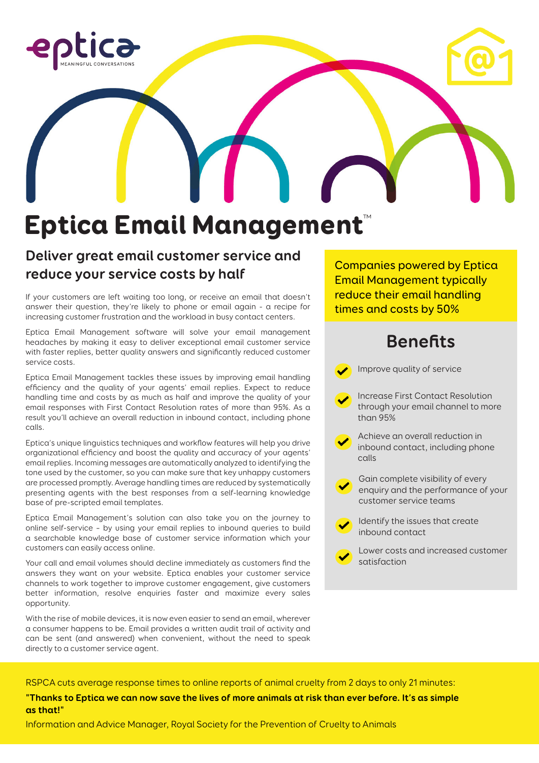eptica
MEANINGFUL CONVERSATIONS

# Eptica Email Management™

## Deliver great email customer service and reduce your service costs by half

If your customers are left waiting too long, or receive an email that doesn't answer their question, they're likely to phone or email again - a recipe for increasing customer frustration and the workload in busy contact centers.

Eptica Email Management software will solve your email management headaches by making it easy to deliver exceptional email customer service with faster replies, better quality answers and significantly reduced customer service costs.

Eptica Email Management tackles these issues by improving email handling efficiency and the quality of your agents' email replies. Expect to reduce handling time and costs by as much as half and improve the quality of your email responses with First Contact Resolution rates of more than 95%. As a result you'll achieve an overall reduction in inbound contact, including phone calls.

Eptica's unique linguistics techniques and workflow features will help you drive organizational efficiency and boost the quality and accuracy of your agents' email replies. Incoming messages are automatically analyzed to identifying the tone used by the customer, so you can make sure that key unhappy customers are processed promptly. Average handling times are reduced by systematically presenting agents with the best responses from a self-learning knowledge base of pre-scripted email templates.

Eptica Email Management's solution can also take you on the journey to online self-service – by using your email replies to inbound queries to build a searchable knowledge base of customer service information which your customers can easily access online.

Your call and email volumes should decline immediately as customers find the answers they want on your website. Eptica enables your customer service channels to work together to improve customer engagement, give customers better information, resolve enquiries faster and maximize every sales opportunity.

With the rise of mobile devices, it is now even easier to send an email, wherever a consumer happens to be. Email provides a written audit trail of activity and can be sent (and answered) when convenient, without the need to speak directly to a customer service agent.

Companies powered by Eptica Email Management typically reduce their email handling times and costs by 50%

## Benefits

- Improve quality of service
- Increase First Contact Resolution through your email channel to more than 95%
- Achieve an overall reduction in inbound contact, including phone calls
- Gain complete visibility of every enquiry and the performance of your customer service teams
- Identify the issues that create inbound contact
- Lower costs and increased customer satisfaction

RSPCA cuts average response times to online reports of animal cruelty from 2 days to only 21 minutes:

**"Thanks to Eptica we can now save the lives of more animals at risk than ever before. It's as simple as that!"**

Information and Advice Manager, Royal Society for the Prevention of Cruelty to Animals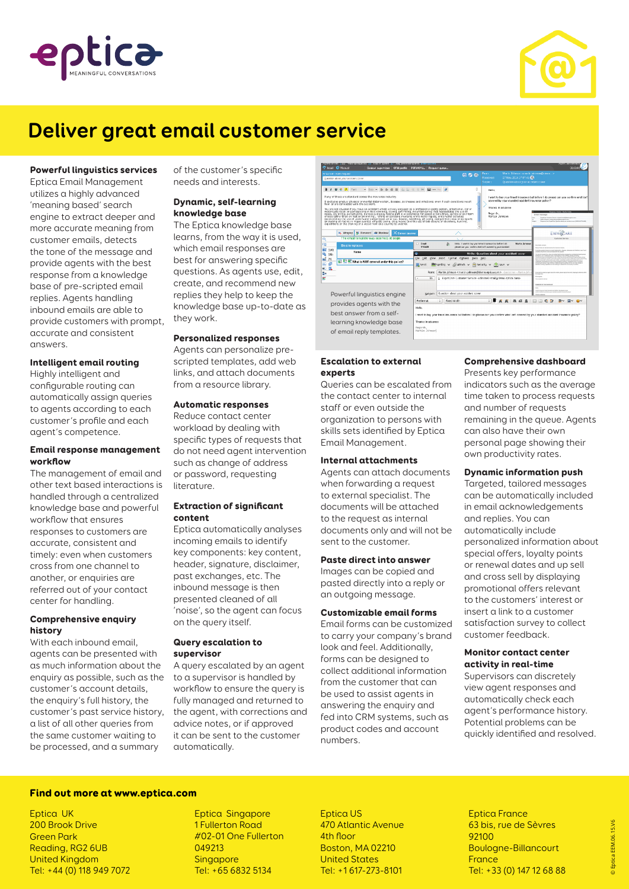# Deliver great email customer service

### Powerful linguistics services

Eptica Email Management utilizes a highly advanced 'meaning based' search engine to extract deeper and more accurate meaning from customer emails, detects the tone of the message and provide agents with the best response from a knowledge base of pre-scripted email replies. Agents handling inbound emails are able to provide customers with prompt, accurate and consistent answers.

### Intelligent email routing

Highly intelligent and configurable routing can automatically assign queries to agents according to each customer's profile and each agent's competence.

### Email response management workflow

The management of email and other text based interactions is handled through a centralized knowledge base and powerful workflow that ensures responses to customers are accurate, consistent and timely: even when customers cross from one channel to another, or enquiries are referred out of your contact center for handling.

### Comprehensive enquiry history

With each inbound email, agents can be presented with as much information about the enquiry as possible, such as the customer's account details, the enquiry's full history, the customer's past service history, a list of all other queries from the same customer waiting to be processed, and a summary of the customer's specific needs and interests.

### Dynamic, self-learning knowledge base

The Eptica knowledge base learns, from the way it is used, which email responses are best for answering specific questions. As agents use, edit, create, and recommend new replies they help to keep the knowledge base up-to-date as they work.

### Personalized responses

Agents can personalize pre-scripted templates, add web links, and attach documents from a resource library.

### Automatic responses

Reduce contact center workload by dealing with specific types of requests that do not need agent intervention such as change of address or password, requesting literature.

### Extraction of significant content

Eptica automatically analyses incoming emails to identify key components: key content, header, signature, disclaimer, past exchanges, etc. The inbound message is then presented cleaned of all 'noise', so the agent can focus on the query itself.

### Query escalation to supervisor

A query escalated by an agent to a supervisor is handled by workflow to ensure the query is fully managed and returned to the agent, with corrections and advice notes, or if approved it can be sent to the customer automatically.

Powerful linguistics engine provides agents with the best answer from a self-learning knowledge base of email reply templates.

### Escalation to external experts

Queries can be escalated from the contact center to internal staff or even outside the organization to persons with skills sets identified by Eptica Email Management.

### Internal attachments

Agents can attach documents when forwarding a request to external specialist. The documents will be attached to the request as internal documents only and will not be sent to the customer.

### Paste direct into answer

Images can be copied and pasted directly into a reply or an outgoing message.

### Customizable email forms

Email forms can be customized to carry your company's brand look and feel. Additionally, forms can be designed to collect additional information from the customer that can be used to assist agents in answering the enquiry and fed into CRM systems, such as product codes and account numbers.

### Comprehensive dashboard

Presents key performance indicators such as the average time taken to process requests and number of requests remaining in the queue. Agents can also have their own personal page showing their own productivity rates.

### Dynamic information push

Targeted, tailored messages can be automatically included in email acknowledgements and replies. You can automatically include personalized information about special offers, loyalty points or renewal dates and up sell and cross sell by displaying promotional offers relevant to the customers' interest or insert a link to a customer satisfaction survey to collect customer feedback.

### Monitor contact center activity in real-time

Supervisors can discretely view agent responses and automatically check each agent's performance history. Potential problems can be quickly identified and resolved.

### Find out more at www.eptica.com

Eptica UK
200 Brook Drive
Green Park
Reading, RG2 6UB
United Kingdom
Tel: +44 (0) 118 949 7072

Eptica Singapore
1 Fullerton Road
#02-01 One Fullerton
049213
Singapore
Tel: +65 6832 5134

Eptica US
470 Atlantic Avenue
4th floor
Boston, MA 02210
United States
Tel: +1 617-273-8101

Eptica France
63 bis, rue de Sèvres
92100
Boulogne-Billancourt
France
Tel: +33 (0) 147 12 68 88

© Eptica EEM.06.15.V6